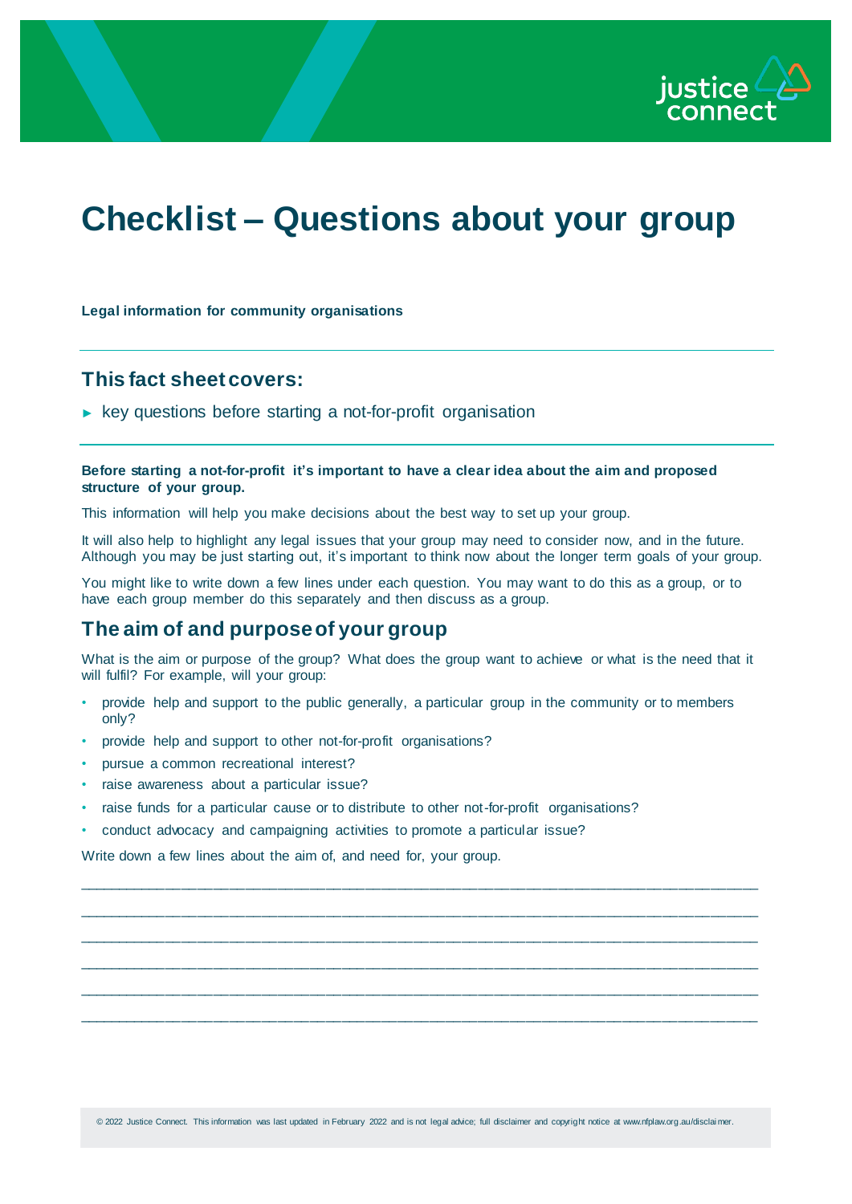# Checklist – Questions about your group

**Legal information for community organisations**

## This fact sheet covers:

► key questions before starting a not-for-profit organisation

**Before starting a not-for-profit it's important to have a clear idea about the aim and proposed structure of your group.**

This information will help you make decisions about the best way to set up your group.

It will also help to highlight any legal issues that your group may need to consider now, and in the future. Although you may be just starting out, it's important to think now about the longer term goals of your group.

You might like to write down a few lines under each question. You may want to do this as a group, or to have each group member do this separately and then discuss as a group.

## The aim of and purpose of your group

What is the aim or purpose of the group? What does the group want to achieve or what is the need that it will fulfil? For example, will your group:

- provide help and support to the public generally, a particular group in the community or to members only?
- provide help and support to other not-for-profit organisations?
- pursue a common recreational interest?
- raise awareness about a particular issue?
- raise funds for a particular cause or to distribute to other not-for-profit organisations?
- conduct advocacy and campaigning activities to promote a particular issue?

Write down a few lines about the aim of, and need for, your group.

______________________________________________________________________________

______________________________________________________________________________

______________________________________________________________________________

______________________________________________________________________________

______________________________________________________________________________

______________________________________________________________________________

© 2022 Justice Connect. This information was last updated in February 2022 and is not legal advice; full disclaimer and copyright notice at www.nfplaw.org.au/disclaimer.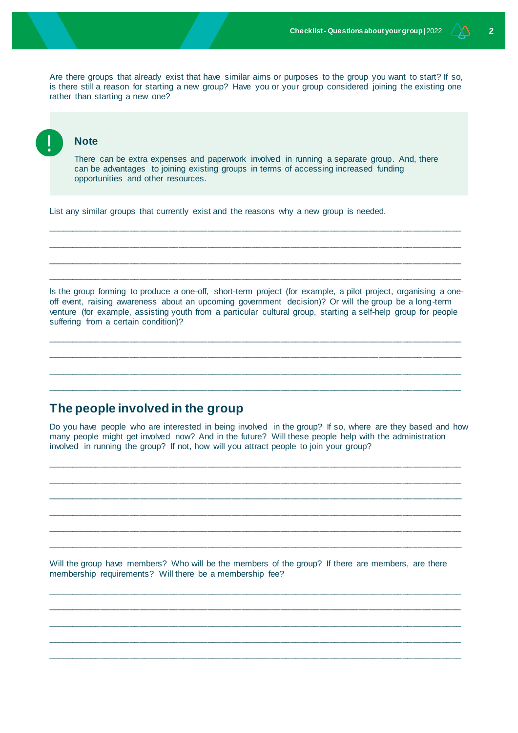Are there groups that already exist that have similar aims or purposes to the group you want to start? If so, is there still a reason for starting a new group? Have you or your group considered joining the existing one rather than starting a new one?

> **Note**
>
> There can be extra expenses and paperwork involved in running a separate group. And, there can be advantages to joining existing groups in terms of accessing increased funding opportunities and other resources.

List any similar groups that currently exist and the reasons why a new group is needed.

\_\_\_\_\_\_\_\_\_\_\_\_\_\_\_\_\_\_\_\_\_\_\_\_\_\_\_\_\_\_\_\_\_\_\_\_\_\_\_\_\_\_\_\_\_\_\_\_\_\_\_\_\_\_\_\_\_\_\_\_\_\_\_\_\_\_\_\_\_\_\_\_\_\_\_\_\_\_

\_\_\_\_\_\_\_\_\_\_\_\_\_\_\_\_\_\_\_\_\_\_\_\_\_\_\_\_\_\_\_\_\_\_\_\_\_\_\_\_\_\_\_\_\_\_\_\_\_\_\_\_\_\_\_\_\_\_\_\_\_\_\_\_\_\_\_\_\_\_\_\_\_\_\_\_\_\_

\_\_\_\_\_\_\_\_\_\_\_\_\_\_\_\_\_\_\_\_\_\_\_\_\_\_\_\_\_\_\_\_\_\_\_\_\_\_\_\_\_\_\_\_\_\_\_\_\_\_\_\_\_\_\_\_\_\_\_\_\_\_\_\_\_\_\_\_\_\_\_\_\_\_\_\_\_\_

\_\_\_\_\_\_\_\_\_\_\_\_\_\_\_\_\_\_\_\_\_\_\_\_\_\_\_\_\_\_\_\_\_\_\_\_\_\_\_\_\_\_\_\_\_\_\_\_\_\_\_\_\_\_\_\_\_\_\_\_\_\_\_\_\_\_\_\_\_\_\_\_\_\_\_\_\_\_

Is the group forming to produce a one-off, short-term project (for example, a pilot project, organising a one-off event, raising awareness about an upcoming government decision)? Or will the group be a long-term venture (for example, assisting youth from a particular cultural group, starting a self-help group for people suffering from a certain condition)?

\_\_\_\_\_\_\_\_\_\_\_\_\_\_\_\_\_\_\_\_\_\_\_\_\_\_\_\_\_\_\_\_\_\_\_\_\_\_\_\_\_\_\_\_\_\_\_\_\_\_\_\_\_\_\_\_\_\_\_\_\_\_\_\_\_\_\_\_\_\_\_\_\_\_\_\_\_\_

\_\_\_\_\_\_\_\_\_\_\_\_\_\_\_\_\_\_\_\_\_\_\_\_\_\_\_\_\_\_\_\_\_\_\_\_\_\_\_\_\_\_\_\_\_\_\_\_\_\_\_\_\_\_\_\_\_\_\_\_\_\_\_\_\_\_\_\_\_\_\_\_\_\_\_\_\_\_

\_\_\_\_\_\_\_\_\_\_\_\_\_\_\_\_\_\_\_\_\_\_\_\_\_\_\_\_\_\_\_\_\_\_\_\_\_\_\_\_\_\_\_\_\_\_\_\_\_\_\_\_\_\_\_\_\_\_\_\_\_\_\_\_\_\_\_\_\_\_\_\_\_\_\_\_\_\_

\_\_\_\_\_\_\_\_\_\_\_\_\_\_\_\_\_\_\_\_\_\_\_\_\_\_\_\_\_\_\_\_\_\_\_\_\_\_\_\_\_\_\_\_\_\_\_\_\_\_\_\_\_\_\_\_\_\_\_\_\_\_\_\_\_\_\_\_\_\_\_\_\_\_\_\_\_\_

## The people involved in the group

Do you have people who are interested in being involved in the group? If so, where are they based and how many people might get involved now? And in the future? Will these people help with the administration involved in running the group? If not, how will you attract people to join your group?

\_\_\_\_\_\_\_\_\_\_\_\_\_\_\_\_\_\_\_\_\_\_\_\_\_\_\_\_\_\_\_\_\_\_\_\_\_\_\_\_\_\_\_\_\_\_\_\_\_\_\_\_\_\_\_\_\_\_\_\_\_\_\_\_\_\_\_\_\_\_\_\_\_\_\_\_\_\_

\_\_\_\_\_\_\_\_\_\_\_\_\_\_\_\_\_\_\_\_\_\_\_\_\_\_\_\_\_\_\_\_\_\_\_\_\_\_\_\_\_\_\_\_\_\_\_\_\_\_\_\_\_\_\_\_\_\_\_\_\_\_\_\_\_\_\_\_\_\_\_\_\_\_\_\_\_\_

\_\_\_\_\_\_\_\_\_\_\_\_\_\_\_\_\_\_\_\_\_\_\_\_\_\_\_\_\_\_\_\_\_\_\_\_\_\_\_\_\_\_\_\_\_\_\_\_\_\_\_\_\_\_\_\_\_\_\_\_\_\_\_\_\_\_\_\_\_\_\_\_\_\_\_\_\_\_

\_\_\_\_\_\_\_\_\_\_\_\_\_\_\_\_\_\_\_\_\_\_\_\_\_\_\_\_\_\_\_\_\_\_\_\_\_\_\_\_\_\_\_\_\_\_\_\_\_\_\_\_\_\_\_\_\_\_\_\_\_\_\_\_\_\_\_\_\_\_\_\_\_\_\_\_\_\_

\_\_\_\_\_\_\_\_\_\_\_\_\_\_\_\_\_\_\_\_\_\_\_\_\_\_\_\_\_\_\_\_\_\_\_\_\_\_\_\_\_\_\_\_\_\_\_\_\_\_\_\_\_\_\_\_\_\_\_\_\_\_\_\_\_\_\_\_\_\_\_\_\_\_\_\_\_\_

\_\_\_\_\_\_\_\_\_\_\_\_\_\_\_\_\_\_\_\_\_\_\_\_\_\_\_\_\_\_\_\_\_\_\_\_\_\_\_\_\_\_\_\_\_\_\_\_\_\_\_\_\_\_\_\_\_\_\_\_\_\_\_\_\_\_\_\_\_\_\_\_\_\_\_\_\_\_

Will the group have members? Who will be the members of the group? If there are members, are there membership requirements? Will there be a membership fee?

\_\_\_\_\_\_\_\_\_\_\_\_\_\_\_\_\_\_\_\_\_\_\_\_\_\_\_\_\_\_\_\_\_\_\_\_\_\_\_\_\_\_\_\_\_\_\_\_\_\_\_\_\_\_\_\_\_\_\_\_\_\_\_\_\_\_\_\_\_\_\_\_\_\_\_\_\_\_

\_\_\_\_\_\_\_\_\_\_\_\_\_\_\_\_\_\_\_\_\_\_\_\_\_\_\_\_\_\_\_\_\_\_\_\_\_\_\_\_\_\_\_\_\_\_\_\_\_\_\_\_\_\_\_\_\_\_\_\_\_\_\_\_\_\_\_\_\_\_\_\_\_\_\_\_\_\_

\_\_\_\_\_\_\_\_\_\_\_\_\_\_\_\_\_\_\_\_\_\_\_\_\_\_\_\_\_\_\_\_\_\_\_\_\_\_\_\_\_\_\_\_\_\_\_\_\_\_\_\_\_\_\_\_\_\_\_\_\_\_\_\_\_\_\_\_\_\_\_\_\_\_\_\_\_\_

\_\_\_\_\_\_\_\_\_\_\_\_\_\_\_\_\_\_\_\_\_\_\_\_\_\_\_\_\_\_\_\_\_\_\_\_\_\_\_\_\_\_\_\_\_\_\_\_\_\_\_\_\_\_\_\_\_\_\_\_\_\_\_\_\_\_\_\_\_\_\_\_\_\_\_\_\_\_

\_\_\_\_\_\_\_\_\_\_\_\_\_\_\_\_\_\_\_\_\_\_\_\_\_\_\_\_\_\_\_\_\_\_\_\_\_\_\_\_\_\_\_\_\_\_\_\_\_\_\_\_\_\_\_\_\_\_\_\_\_\_\_\_\_\_\_\_\_\_\_\_\_\_\_\_\_\_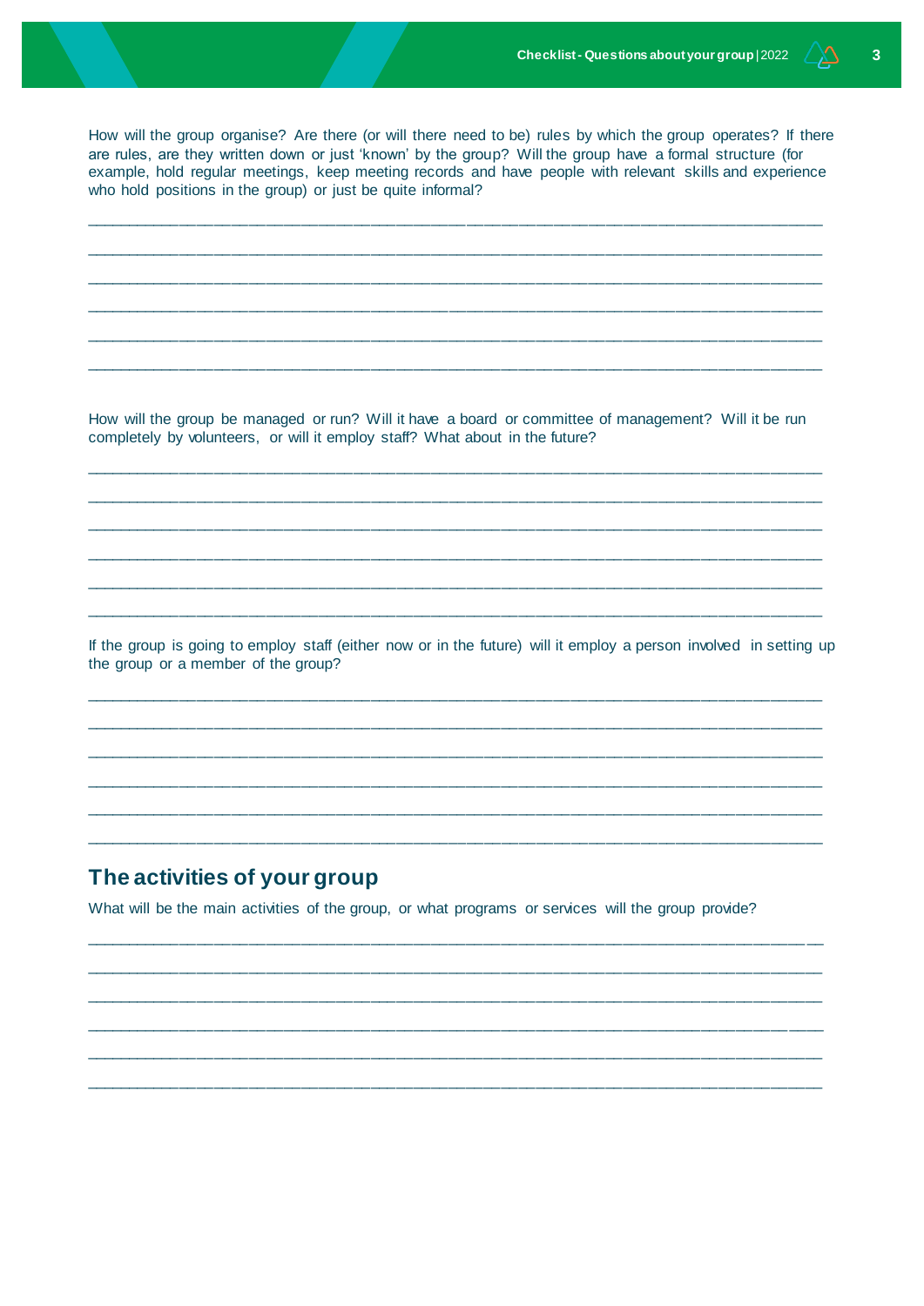How will the group organise? Are there (or will there need to be) rules by which the group operates? If there are rules, are they written down or just 'known' by the group? Will the group have a formal structure (for example, hold regular meetings, keep meeting records and have people with relevant skills and experience who hold positions in the group) or just be quite informal?

______________________________________________________________________________

______________________________________________________________________________

______________________________________________________________________________

______________________________________________________________________________

______________________________________________________________________________

______________________________________________________________________________

How will the group be managed or run? Will it have a board or committee of management? Will it be run completely by volunteers, or will it employ staff? What about in the future?

______________________________________________________________________________

______________________________________________________________________________

______________________________________________________________________________

______________________________________________________________________________

______________________________________________________________________________

______________________________________________________________________________

If the group is going to employ staff (either now or in the future) will it employ a person involved in setting up the group or a member of the group?

______________________________________________________________________________

______________________________________________________________________________

______________________________________________________________________________

______________________________________________________________________________

______________________________________________________________________________

______________________________________________________________________________

## The activities of your group

What will be the main activities of the group, or what programs or services will the group provide?

______________________________________________________________________________

______________________________________________________________________________

______________________________________________________________________________

______________________________________________________________________________

______________________________________________________________________________

______________________________________________________________________________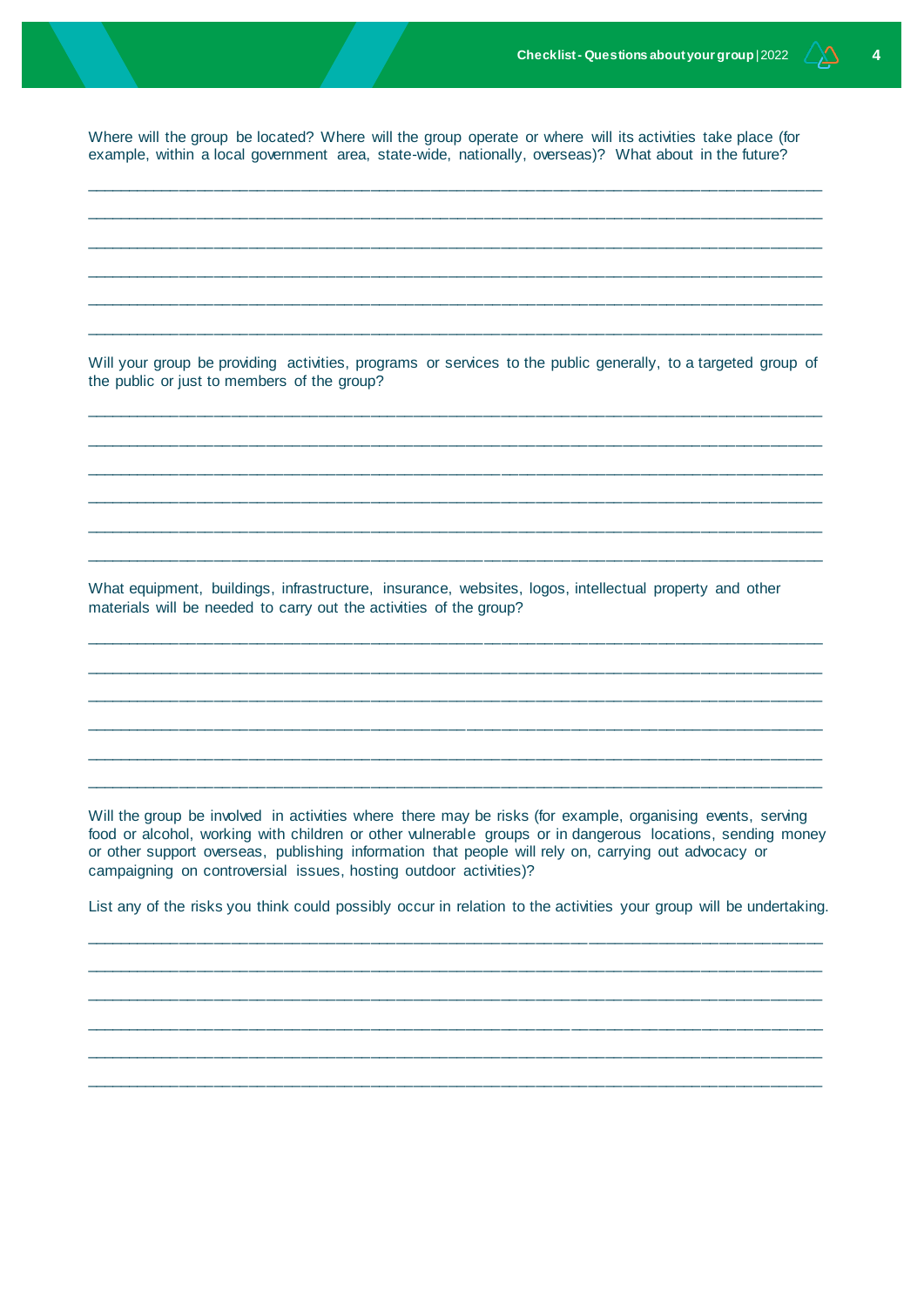Where will the group be located? Where will the group operate or where will its activities take place (for example, within a local government area, state-wide, nationally, overseas)? What about in the future?

______________________________________________________________________________

______________________________________________________________________________

______________________________________________________________________________

______________________________________________________________________________

______________________________________________________________________________

______________________________________________________________________________

Will your group be providing activities, programs or services to the public generally, to a targeted group of the public or just to members of the group?

______________________________________________________________________________

______________________________________________________________________________

______________________________________________________________________________

______________________________________________________________________________

______________________________________________________________________________

______________________________________________________________________________

What equipment, buildings, infrastructure, insurance, websites, logos, intellectual property and other materials will be needed to carry out the activities of the group?

______________________________________________________________________________

______________________________________________________________________________

______________________________________________________________________________

______________________________________________________________________________

______________________________________________________________________________

______________________________________________________________________________

Will the group be involved in activities where there may be risks (for example, organising events, serving food or alcohol, working with children or other vulnerable groups or in dangerous locations, sending money or other support overseas, publishing information that people will rely on, carrying out advocacy or campaigning on controversial issues, hosting outdoor activities)?

List any of the risks you think could possibly occur in relation to the activities your group will be undertaking.

______________________________________________________________________________

______________________________________________________________________________

______________________________________________________________________________

______________________________________________________________________________

______________________________________________________________________________

______________________________________________________________________________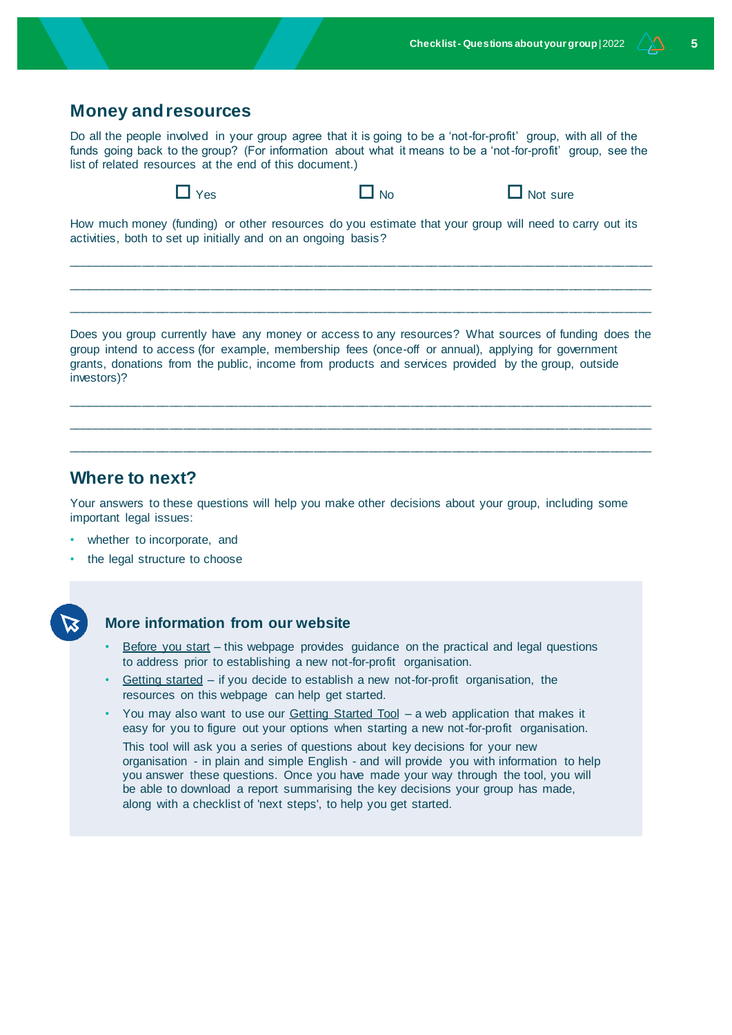## Money and resources

Do all the people involved in your group agree that it is going to be a 'not-for-profit' group, with all of the funds going back to the group? (For information about what it means to be a 'not-for-profit' group, see the list of related resources at the end of this document.)

☐ Yes ☐ No ☐ Not sure

How much money (funding) or other resources do you estimate that your group will need to carry out its activities, both to set up initially and on an ongoing basis?

_______________________________________________________________________________

_______________________________________________________________________________

_______________________________________________________________________________

Does you group currently have any money or access to any resources? What sources of funding does the group intend to access (for example, membership fees (once-off or annual), applying for government grants, donations from the public, income from products and services provided by the group, outside investors)?

_______________________________________________________________________________

_______________________________________________________________________________

_______________________________________________________________________________

## Where to next?

Your answers to these questions will help you make other decisions about your group, including some important legal issues:

- whether to incorporate, and
- the legal structure to choose

### More information from our website

- Before you start – this webpage provides guidance on the practical and legal questions to address prior to establishing a new not-for-profit organisation.
- Getting started – if you decide to establish a new not-for-profit organisation, the resources on this webpage can help get started.
- You may also want to use our Getting Started Tool – a web application that makes it easy for you to figure out your options when starting a new not-for-profit organisation.

  This tool will ask you a series of questions about key decisions for your new organisation - in plain and simple English - and will provide you with information to help you answer these questions. Once you have made your way through the tool, you will be able to download a report summarising the key decisions your group has made, along with a checklist of 'next steps', to help you get started.